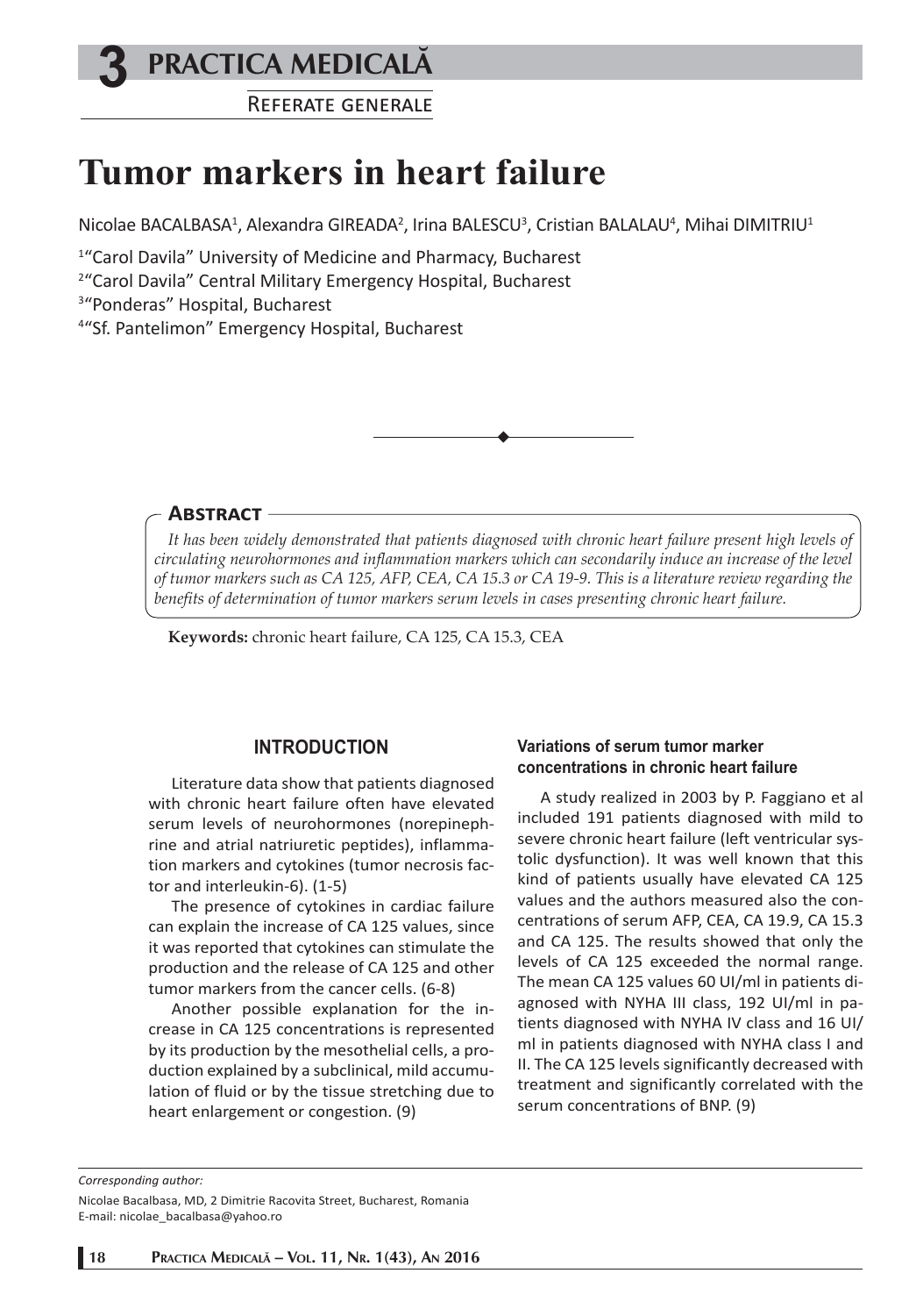**3** **PRACTICA MEDICALĂ**

REFERATE GENERALE

# Tumor markers in heart failure

Nicolae BACALBASA[1], Alexandra GIREADA[2], Irina BALESCU[3], Cristian BALALAU[4], Mihai DIMITRIU[1]

[1]"Carol Davila" University of Medicine and Pharmacy, Bucharest
[2]"Carol Davila" Central Military Emergency Hospital, Bucharest
[3]"Ponderas" Hospital, Bucharest
[4]"Sf. Pantelimon" Emergency Hospital, Bucharest

## Abstract

*It has been widely demonstrated that patients diagnosed with chronic heart failure present high levels of circulating neurohormones and inflammation markers which can secondarily induce an increase of the level of tumor markers such as CA 125, AFP, CEA, CA 15.3 or CA 19-9. This is a literature review regarding the benefits of determination of tumor markers serum levels in cases presenting chronic heart failure.*

**Keywords:** chronic heart failure, CA 125, CA 15.3, CEA

## INTRODUCTION

Literature data show that patients diagnosed with chronic heart failure often have elevated serum levels of neurohormones (norepinephrine and atrial natriuretic peptides), inflammation markers and cytokines (tumor necrosis factor and interleukin-6). (1-5)

The presence of cytokines in cardiac failure can explain the increase of CA 125 values, since it was reported that cytokines can stimulate the production and the release of CA 125 and other tumor markers from the cancer cells. (6-8)

Another possible explanation for the increase in CA 125 concentrations is represented by its production by the mesothelial cells, a production explained by a subclinical, mild accumulation of fluid or by the tissue stretching due to heart enlargement or congestion. (9)

### Variations of serum tumor marker concentrations in chronic heart failure

A study realized in 2003 by P. Faggiano et al included 191 patients diagnosed with mild to severe chronic heart failure (left ventricular systolic dysfunction). It was well known that this kind of patients usually have elevated CA 125 values and the authors measured also the concentrations of serum AFP, CEA, CA 19.9, CA 15.3 and CA 125. The results showed that only the levels of CA 125 exceeded the normal range. The mean CA 125 values 60 UI/ml in patients diagnosed with NYHA III class, 192 UI/ml in patients diagnosed with NYHA IV class and 16 UI/ml in patients diagnosed with NYHA class I and II. The CA 125 levels significantly decreased with treatment and significantly correlated with the serum concentrations of BNP. (9)

*Corresponding author:*

Nicolae Bacalbasa, MD, 2 Dimitrie Racovita Street, Bucharest, Romania
E-mail: nicolae_bacalbasa@yahoo.ro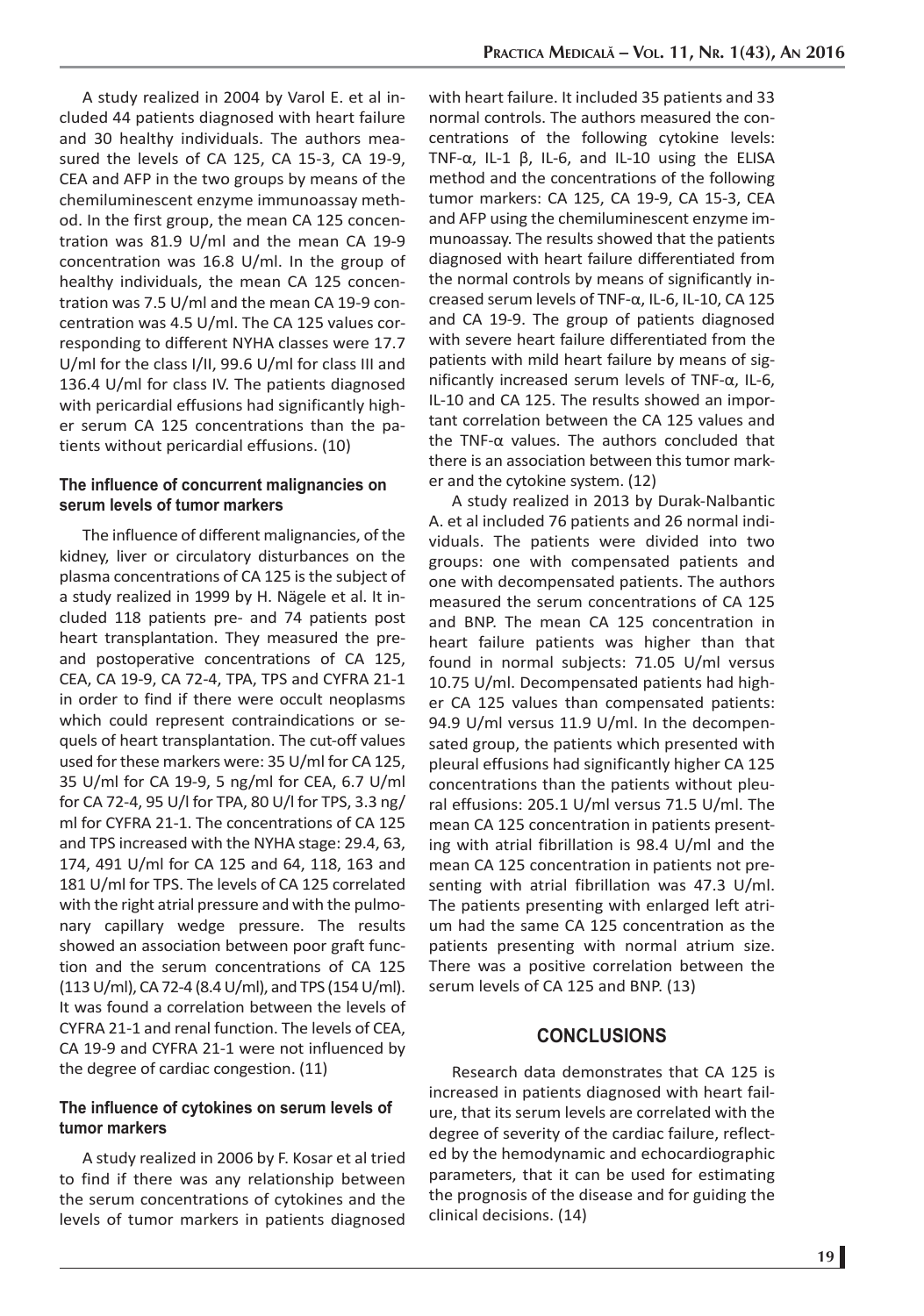A study realized in 2004 by Varol E. et al included 44 patients diagnosed with heart failure and 30 healthy individuals. The authors measured the levels of CA 125, CA 15-3, CA 19-9, CEA and AFP in the two groups by means of the chemiluminescent enzyme immunoassay method. In the first group, the mean CA 125 concentration was 81.9 U/ml and the mean CA 19-9 concentration was 16.8 U/ml. In the group of healthy individuals, the mean CA 125 concentration was 7.5 U/ml and the mean CA 19-9 concentration was 4.5 U/ml. The CA 125 values corresponding to different NYHA classes were 17.7 U/ml for the class I/II, 99.6 U/ml for class III and 136.4 U/ml for class IV. The patients diagnosed with pericardial effusions had significantly higher serum CA 125 concentrations than the patients without pericardial effusions. (10)

### The influence of concurrent malignancies on serum levels of tumor markers

The influence of different malignancies, of the kidney, liver or circulatory disturbances on the plasma concentrations of CA 125 is the subject of a study realized in 1999 by H. Nägele et al. It included 118 patients pre- and 74 patients post heart transplantation. They measured the pre- and postoperative concentrations of CA 125, CEA, CA 19-9, CA 72-4, TPA, TPS and CYFRA 21-1 in order to find if there were occult neoplasms which could represent contraindications or sequels of heart transplantation. The cut-off values used for these markers were: 35 U/ml for CA 125, 35 U/ml for CA 19-9, 5 ng/ml for CEA, 6.7 U/ml for CA 72-4, 95 U/l for TPA, 80 U/l for TPS, 3.3 ng/ml for CYFRA 21-1. The concentrations of CA 125 and TPS increased with the NYHA stage: 29.4, 63, 174, 491 U/ml for CA 125 and 64, 118, 163 and 181 U/ml for TPS. The levels of CA 125 correlated with the right atrial pressure and with the pulmonary capillary wedge pressure. The results showed an association between poor graft function and the serum concentrations of CA 125 (113 U/ml), CA 72-4 (8.4 U/ml), and TPS (154 U/ml). It was found a correlation between the levels of CYFRA 21-1 and renal function. The levels of CEA, CA 19-9 and CYFRA 21-1 were not influenced by the degree of cardiac congestion. (11)

### The influence of cytokines on serum levels of tumor markers

A study realized in 2006 by F. Kosar et al tried to find if there was any relationship between the serum concentrations of cytokines and the levels of tumor markers in patients diagnosed with heart failure. It included 35 patients and 33 normal controls. The authors measured the concentrations of the following cytokine levels: TNF-α, IL-1 β, IL-6, and IL-10 using the ELISA method and the concentrations of the following tumor markers: CA 125, CA 19-9, CA 15-3, CEA and AFP using the chemiluminescent enzyme immunoassay. The results showed that the patients diagnosed with heart failure differentiated from the normal controls by means of significantly increased serum levels of TNF-α, IL-6, IL-10, CA 125 and CA 19-9. The group of patients diagnosed with severe heart failure differentiated from the patients with mild heart failure by means of significantly increased serum levels of TNF-α, IL-6, IL-10 and CA 125. The results showed an important correlation between the CA 125 values and the TNF-α values. The authors concluded that there is an association between this tumor marker and the cytokine system. (12)

A study realized in 2013 by Durak-Nalbantic A. et al included 76 patients and 26 normal individuals. The patients were divided into two groups: one with compensated patients and one with decompensated patients. The authors measured the serum concentrations of CA 125 and BNP. The mean CA 125 concentration in heart failure patients was higher than that found in normal subjects: 71.05 U/ml versus 10.75 U/ml. Decompensated patients had higher CA 125 values than compensated patients: 94.9 U/ml versus 11.9 U/ml. In the decompensated group, the patients which presented with pleural effusions had significantly higher CA 125 concentrations than the patients without pleural effusions: 205.1 U/ml versus 71.5 U/ml. The mean CA 125 concentration in patients presenting with atrial fibrillation is 98.4 U/ml and the mean CA 125 concentration in patients not presenting with atrial fibrillation was 47.3 U/ml. The patients presenting with enlarged left atrium had the same CA 125 concentration as the patients presenting with normal atrium size. There was a positive correlation between the serum levels of CA 125 and BNP. (13)

## CONCLUSIONS

Research data demonstrates that CA 125 is increased in patients diagnosed with heart failure, that its serum levels are correlated with the degree of severity of the cardiac failure, reflected by the hemodynamic and echocardiographic parameters, that it can be used for estimating the prognosis of the disease and for guiding the clinical decisions. (14)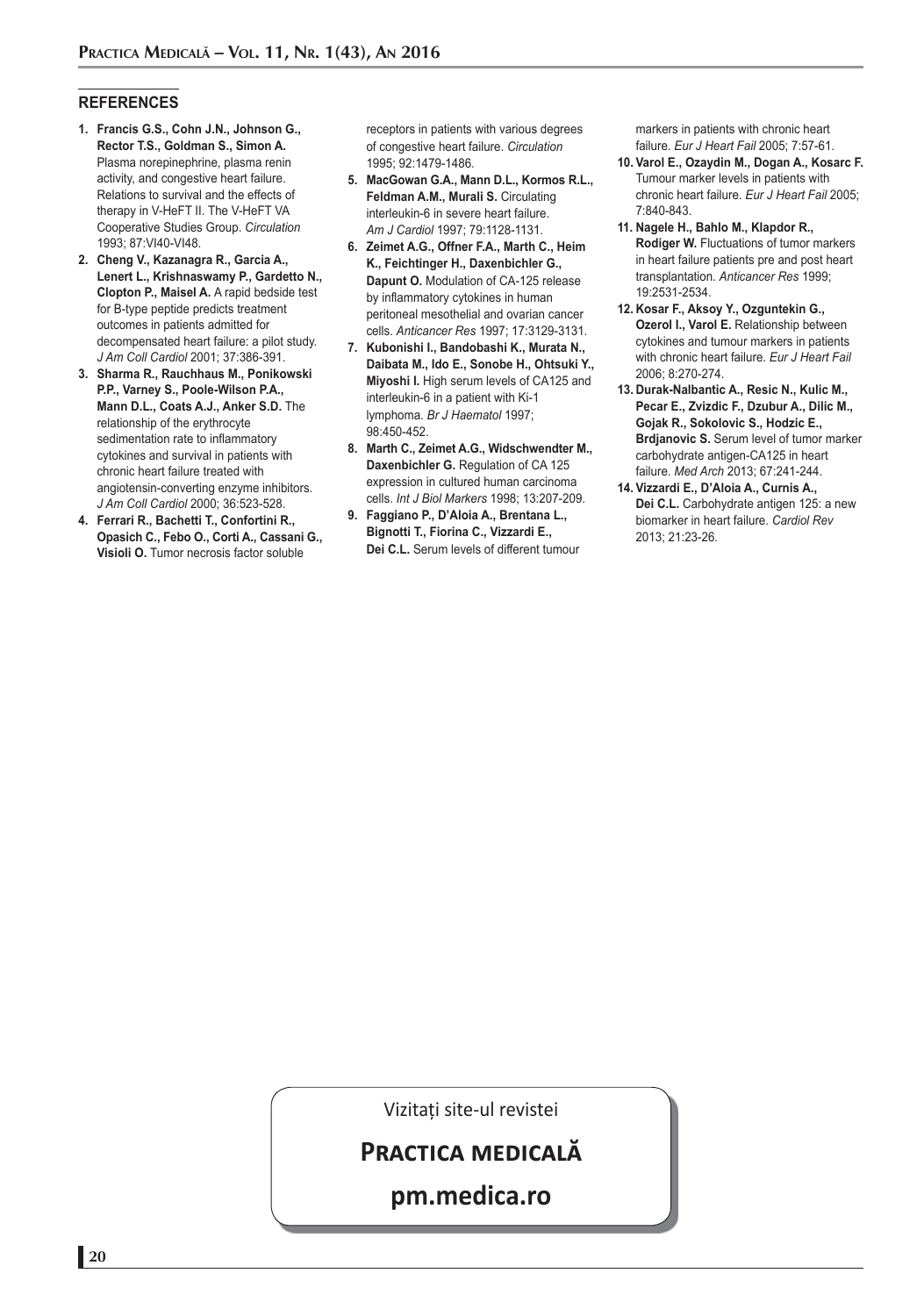## REFERENCES

1. **Francis G.S., Cohn J.N., Johnson G., Rector T.S., Goldman S., Simon A.** Plasma norepinephrine, plasma renin activity, and congestive heart failure. Relations to survival and the effects of therapy in V-HeFT II. The V-HeFT VA Cooperative Studies Group. *Circulation* 1993; 87:VI40-VI48.
2. **Cheng V., Kazanagra R., Garcia A., Lenert L., Krishnaswamy P., Gardetto N., Clopton P., Maisel A.** A rapid bedside test for B-type peptide predicts treatment outcomes in patients admitted for decompensated heart failure: a pilot study. *J Am Coll Cardiol* 2001; 37:386-391.
3. **Sharma R., Rauchhaus M., Ponikowski P.P., Varney S., Poole-Wilson P.A., Mann D.L., Coats A.J., Anker S.D.** The relationship of the erythrocyte sedimentation rate to inflammatory cytokines and survival in patients with chronic heart failure treated with angiotensin-converting enzyme inhibitors. *J Am Coll Cardiol* 2000; 36:523-528.
4. **Ferrari R., Bachetti T., Confortini R., Opasich C., Febo O., Corti A., Cassani G., Visioli O.** Tumor necrosis factor soluble receptors in patients with various degrees of congestive heart failure. *Circulation* 1995; 92:1479-1486.
5. **MacGowan G.A., Mann D.L., Kormos R.L., Feldman A.M., Murali S.** Circulating interleukin-6 in severe heart failure. *Am J Cardiol* 1997; 79:1128-1131.
6. **Zeimet A.G., Offner F.A., Marth C., Heim K., Feichtinger H., Daxenbichler G., Dapunt O.** Modulation of CA-125 release by inflammatory cytokines in human peritoneal mesothelial and ovarian cancer cells. *Anticancer Res* 1997; 17:3129-3131.
7. **Kubonishi I., Bandobashi K., Murata N., Daibata M., Ido E., Sonobe H., Ohtsuki Y., Miyoshi I.** High serum levels of CA125 and interleukin-6 in a patient with Ki-1 lymphoma. *Br J Haematol* 1997; 98:450-452.
8. **Marth C., Zeimet A.G., Widschwendter M., Daxenbichler G.** Regulation of CA 125 expression in cultured human carcinoma cells. *Int J Biol Markers* 1998; 13:207-209.
9. **Faggiano P., D'Aloia A., Brentana L., Bignotti T., Fiorina C., Vizzardi E., Dei C.L.** Serum levels of different tumour markers in patients with chronic heart failure. *Eur J Heart Fail* 2005; 7:57-61.
10. **Varol E., Ozaydin M., Dogan A., Kosarc F.** Tumour marker levels in patients with chronic heart failure. *Eur J Heart Fail* 2005; 7:840-843.
11. **Nagele H., Bahlo M., Klapdor R., Rodiger W.** Fluctuations of tumor markers in heart failure patients pre and post heart transplantation. *Anticancer Res* 1999; 19:2531-2534.
12. **Kosar F., Aksoy Y., Ozguntekin G., Ozerol I., Varol E.** Relationship between cytokines and tumour markers in patients with chronic heart failure. *Eur J Heart Fail* 2006; 8:270-274.
13. **Durak-Nalbantic A., Resic N., Kulic M., Pecar E., Zvizdic F., Dzubur A., Dilic M., Gojak R., Sokolovic S., Hodzic E., Brdjanovic S.** Serum level of tumor marker carbohydrate antigen-CA125 in heart failure. *Med Arch* 2013; 67:241-244.
14. **Vizzardi E., D'Aloia A., Curnis A., Dei C.L.** Carbohydrate antigen 125: a new biomarker in heart failure. *Cardiol Rev* 2013; 21:23-26.

Vizitați site-ul revistei

**PRACTICA MEDICALĂ**

**pm.medica.ro**